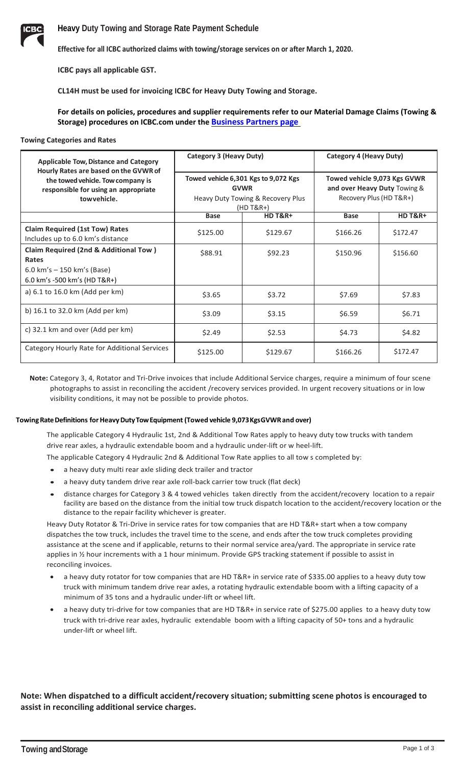# Heavy Duty Towing and Storage Rate Payment Schedule

**Effective for all ICBC authorized claims with towing/storage services on or after March 1, 2020.**

**ICBC pays all applicable GST.**

**CL14H must be used for invoicing ICBC for Heavy Duty Towing and Storage.**

**For details on policies, procedures and supplier requirements refer to our Material Damage Claims (Towing & Storage) procedures on ICBC.com under the Business Partners page**

**Towing Categories and Rates**

| Applicable Tow, Distance and Category Hourly Rates are based on the GVWR of the towed vehicle. Tow company is responsible for using an appropriate towvehicle. | Category 3 (Heavy Duty) Towed vehicle 6,301 Kgs to 9,072 Kgs GVWR Heavy Duty Towing & Recovery Plus (HD T&R+) | | Category 4 (Heavy Duty) Towed vehicle 9,073 Kgs GVWR and over Heavy Duty Towing & Recovery Plus (HD T&R+) | |
|---|---|---|---|---|
| | **Base** | **HD T&R+** | **Base** | **HD T&R+** |
| **Claim Required (1st Tow) Rates** Includes up to 6.0 km's distance | \$125.00 | \$129.67 | \$166.26 | \$172.47 |
| **Claim Required (2nd & Additional Tow ) Rates** 6.0 km's – 150 km's (Base) 6.0 km's -500 km's (HD T&R+) | \$88.91 | \$92.23 | \$150.96 | \$156.60 |
| a) 6.1 to 16.0 km (Add per km) | \$3.65 | \$3.72 | \$7.69 | \$7.83 |
| b) 16.1 to 32.0 km (Add per km) | \$3.09 | \$3.15 | \$6.59 | \$6.71 |
| c) 32.1 km and over (Add per km) | \$2.49 | \$2.53 | \$4.73 | \$4.82 |
| Category Hourly Rate for Additional Services | \$125.00 | \$129.67 | \$166.26 | \$172.47 |

**Note:** Category 3, 4, Rotator and Tri-Drive invoices that include Additional Service charges, require a minimum of four scene photographs to assist in reconciling the accident /recovery services provided. In urgent recovery situations or in low visibility conditions, it may not be possible to provide photos.

**Towing Rate Definitions for Heavy Duty Tow Equipment (Towed vehicle 9,073 Kgs GVWR and over)**

The applicable Category 4 Hydraulic 1st, 2nd & Additional Tow Rates apply to heavy duty tow trucks with tandem drive rear axles, a hydraulic extendable boom and a hydraulic under-lift or w heel-lift.

The applicable Category 4 Hydraulic 2nd & Additional Tow Rate applies to all tow s completed by:

- a heavy duty multi rear axle sliding deck trailer and tractor
- a heavy duty tandem drive rear axle roll-back carrier tow truck (flat deck)
- distance charges for Category 3 & 4 towed vehicles taken directly from the accident/recovery location to a repair facility are based on the distance from the initial tow truck dispatch location to the accident/recovery location or the distance to the repair facility whichever is greater.

Heavy Duty Rotator & Tri-Drive in service rates for tow companies that are HD T&R+ start when a tow company dispatches the tow truck, includes the travel time to the scene, and ends after the tow truck completes providing assistance at the scene and if applicable, returns to their normal service area/yard. The appropriate in service rate applies in ½ hour increments with a 1 hour minimum. Provide GPS tracking statement if possible to assist in reconciling invoices.

- a heavy duty rotator for tow companies that are HD T&R+ in service rate of \$335.00 applies to a heavy duty tow truck with minimum tandem drive rear axles, a rotating hydraulic extendable boom with a lifting capacity of a minimum of 35 tons and a hydraulic under-lift or wheel lift.
- a heavy duty tri-drive for tow companies that are HD T&R+ in service rate of \$275.00 applies to a heavy duty tow truck with tri-drive rear axles, hydraulic extendable boom with a lifting capacity of 50+ tons and a hydraulic under-lift or wheel lift.

**Note: When dispatched to a difficult accident/recovery situation; submitting scene photos is encouraged to assist in reconciling additional service charges.**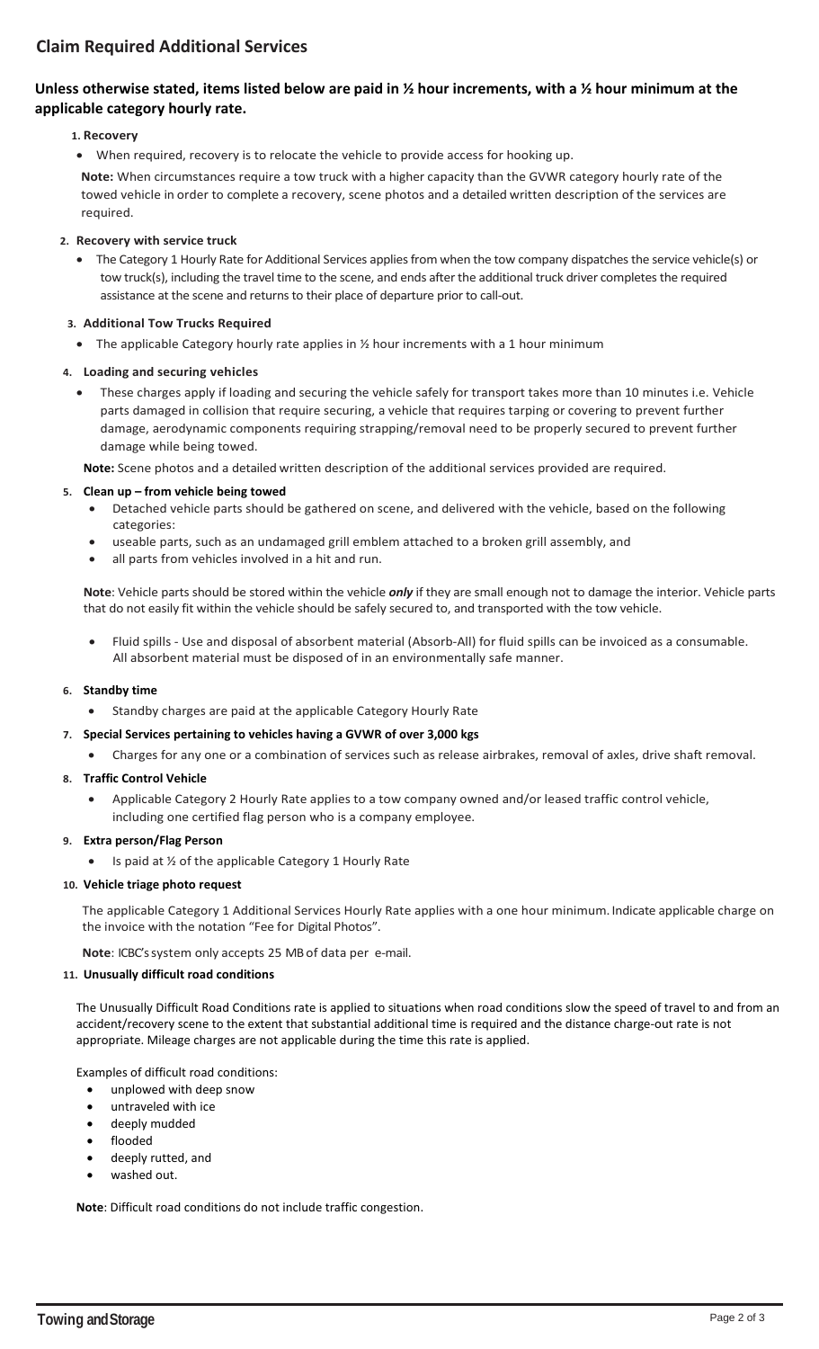## Claim Required Additional Services

**Unless otherwise stated, items listed below are paid in ½ hour increments, with a ½ hour minimum at the applicable category hourly rate.**

1. **Recovery**
   - When required, recovery is to relocate the vehicle to provide access for hooking up.

   **Note:** When circumstances require a tow truck with a higher capacity than the GVWR category hourly rate of the towed vehicle in order to complete a recovery, scene photos and a detailed written description of the services are required.

2. **Recovery with service truck**
   - The Category 1 Hourly Rate for Additional Services applies from when the tow company dispatches the service vehicle(s) or tow truck(s), including the travel time to the scene, and ends after the additional truck driver completes the required assistance at the scene and returns to their place of departure prior to call-out.

3. **Additional Tow Trucks Required**
   - The applicable Category hourly rate applies in ½ hour increments with a 1 hour minimum

4. **Loading and securing vehicles**
   - These charges apply if loading and securing the vehicle safely for transport takes more than 10 minutes i.e. Vehicle parts damaged in collision that require securing, a vehicle that requires tarping or covering to prevent further damage, aerodynamic components requiring strapping/removal need to be properly secured to prevent further damage while being towed.

   **Note:** Scene photos and a detailed written description of the additional services provided are required.

5. **Clean up – from vehicle being towed**
   - Detached vehicle parts should be gathered on scene, and delivered with the vehicle, based on the following categories:
   - useable parts, such as an undamaged grill emblem attached to a broken grill assembly, and
   - all parts from vehicles involved in a hit and run.

   **Note**: Vehicle parts should be stored within the vehicle ***only*** if they are small enough not to damage the interior. Vehicle parts that do not easily fit within the vehicle should be safely secured to, and transported with the tow vehicle.

   - Fluid spills - Use and disposal of absorbent material (Absorb-All) for fluid spills can be invoiced as a consumable. All absorbent material must be disposed of in an environmentally safe manner.

6. **Standby time**
   - Standby charges are paid at the applicable Category Hourly Rate

7. **Special Services pertaining to vehicles having a GVWR of over 3,000 kgs**
   - Charges for any one or a combination of services such as release airbrakes, removal of axles, drive shaft removal.

8. **Traffic Control Vehicle**
   - Applicable Category 2 Hourly Rate applies to a tow company owned and/or leased traffic control vehicle, including one certified flag person who is a company employee.

9. **Extra person/Flag Person**
   - Is paid at ½ of the applicable Category 1 Hourly Rate

10. **Vehicle triage photo request**

    The applicable Category 1 Additional Services Hourly Rate applies with a one hour minimum. Indicate applicable charge on the invoice with the notation "Fee for Digital Photos".

    **Note**: ICBC's system only accepts 25 MB of data per e-mail.

11. **Unusually difficult road conditions**

    The Unusually Difficult Road Conditions rate is applied to situations when road conditions slow the speed of travel to and from an accident/recovery scene to the extent that substantial additional time is required and the distance charge-out rate is not appropriate. Mileage charges are not applicable during the time this rate is applied.

    Examples of difficult road conditions:
    - unplowed with deep snow
    - untraveled with ice
    - deeply mudded
    - flooded
    - deeply rutted, and
    - washed out.

    **Note**: Difficult road conditions do not include traffic congestion.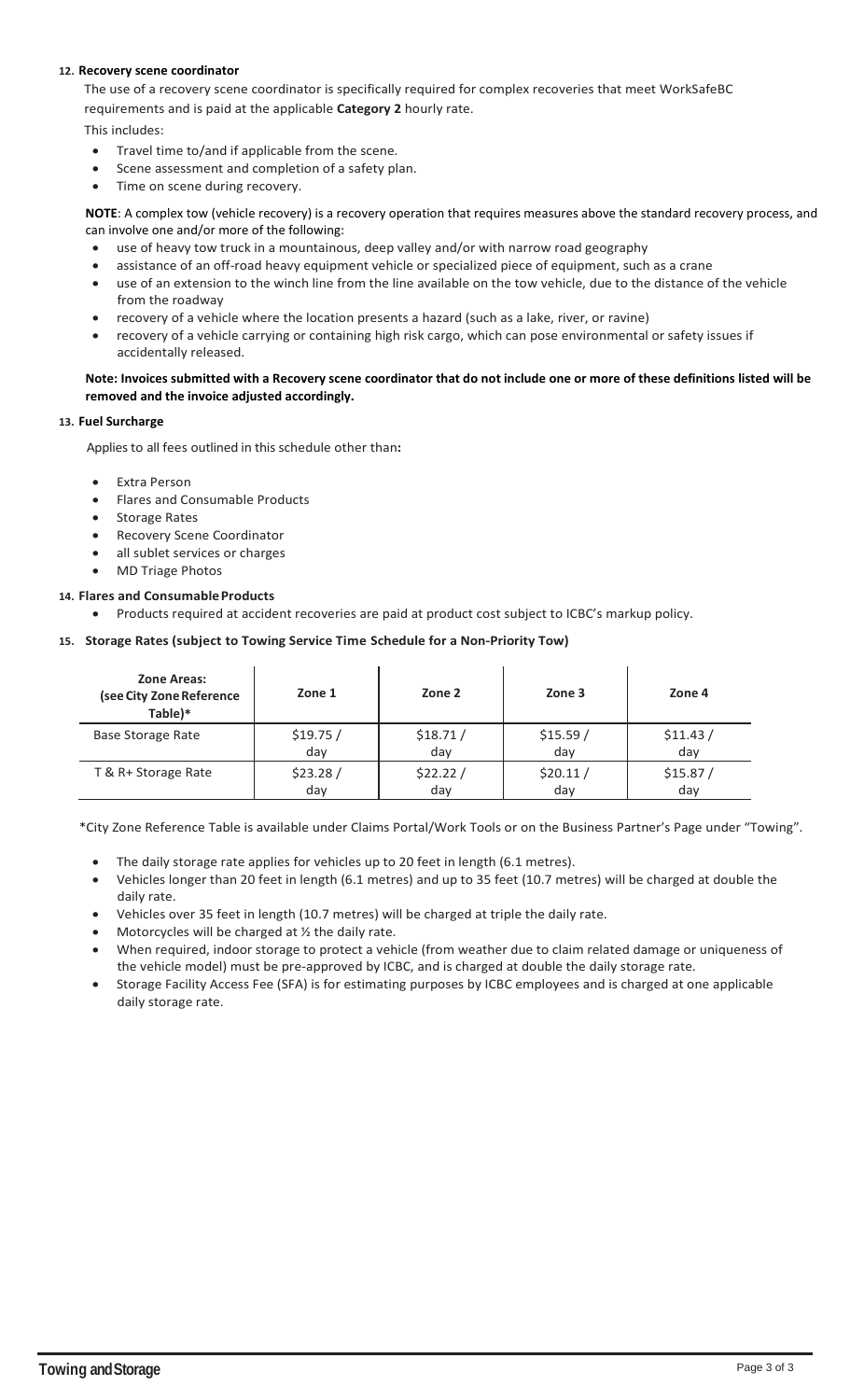**12. Recovery scene coordinator**

The use of a recovery scene coordinator is specifically required for complex recoveries that meet WorkSafeBC requirements and is paid at the applicable **Category 2** hourly rate.

This includes:

- Travel time to/and if applicable from the scene.
- Scene assessment and completion of a safety plan.
- Time on scene during recovery.

**NOTE**: A complex tow (vehicle recovery) is a recovery operation that requires measures above the standard recovery process, and can involve one and/or more of the following:

- use of heavy tow truck in a mountainous, deep valley and/or with narrow road geography
- assistance of an off-road heavy equipment vehicle or specialized piece of equipment, such as a crane
- use of an extension to the winch line from the line available on the tow vehicle, due to the distance of the vehicle from the roadway
- recovery of a vehicle where the location presents a hazard (such as a lake, river, or ravine)
- recovery of a vehicle carrying or containing high risk cargo, which can pose environmental or safety issues if accidentally released.

**Note: Invoices submitted with a Recovery scene coordinator that do not include one or more of these definitions listed will be removed and the invoice adjusted accordingly.**

**13. Fuel Surcharge**

Applies to all fees outlined in this schedule other than**:**

- Extra Person
- Flares and Consumable Products
- Storage Rates
- Recovery Scene Coordinator
- all sublet services or charges
- MD Triage Photos

**14. Flares and Consumable Products**

- Products required at accident recoveries are paid at product cost subject to ICBC's markup policy.

**15. Storage Rates (subject to Towing Service Time Schedule for a Non-Priority Tow)**

| Zone Areas: (see City Zone Reference Table)* | Zone 1 | Zone 2 | Zone 3 | Zone 4 |
|---|---|---|---|---|
| Base Storage Rate | $19.75 / day | $18.71 / day | $15.59 / day | $11.43 / day |
| T & R+ Storage Rate | $23.28 / day | $22.22 / day | $20.11 / day | $15.87 / day |

*City Zone Reference Table is available under Claims Portal/Work Tools or on the Business Partner's Page under "Towing".

- The daily storage rate applies for vehicles up to 20 feet in length (6.1 metres).
- Vehicles longer than 20 feet in length (6.1 metres) and up to 35 feet (10.7 metres) will be charged at double the daily rate.
- Vehicles over 35 feet in length (10.7 metres) will be charged at triple the daily rate.
- Motorcycles will be charged at ½ the daily rate.
- When required, indoor storage to protect a vehicle (from weather due to claim related damage or uniqueness of the vehicle model) must be pre-approved by ICBC, and is charged at double the daily storage rate.
- Storage Facility Access Fee (SFA) is for estimating purposes by ICBC employees and is charged at one applicable daily storage rate.